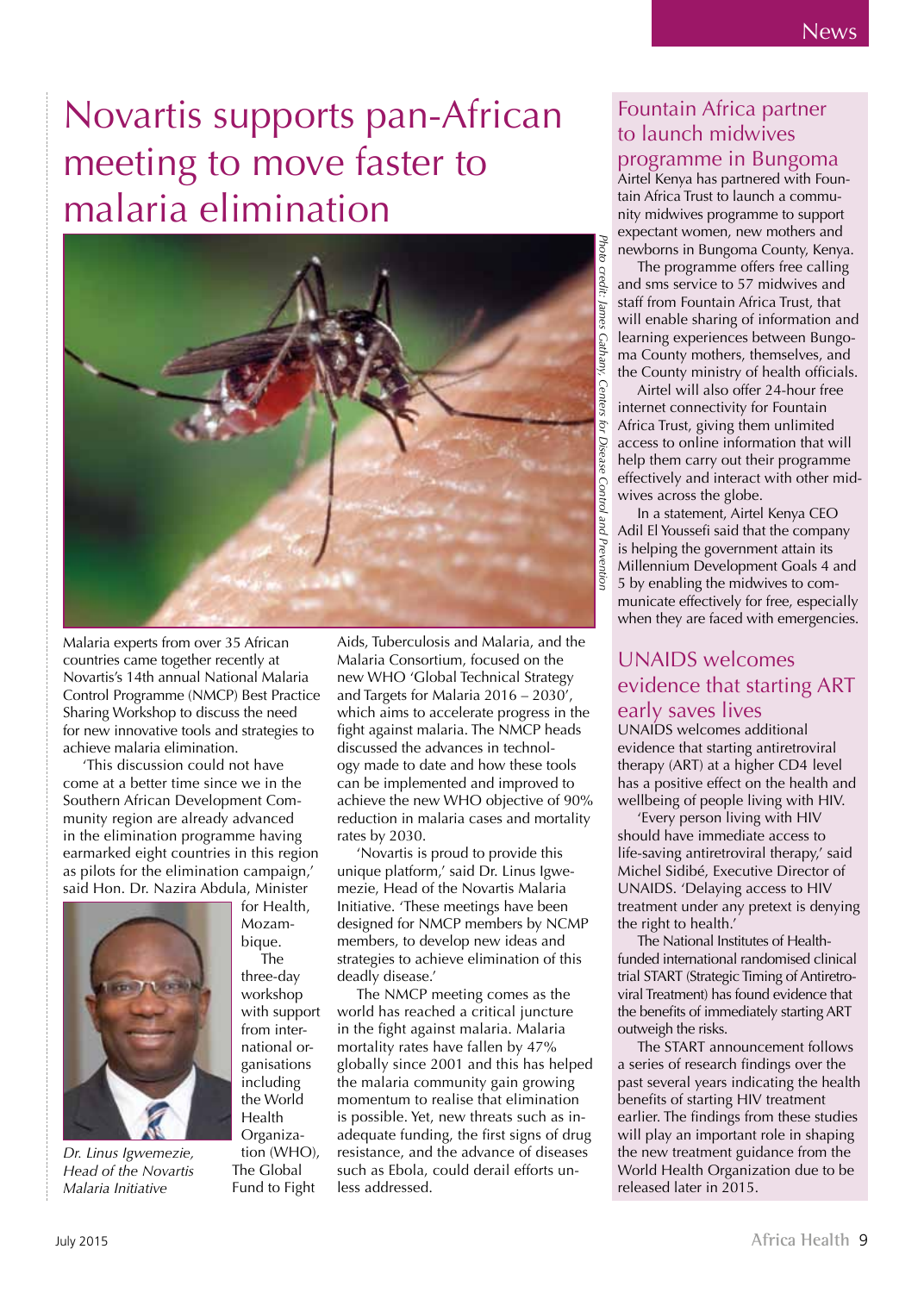# Novartis supports pan-African meeting to move faster to malaria elimination

*Photo credit: James Gathany, Centers for Disease Control and Prevention*

Malaria experts from over 35 African countries came together recently at Novartis's 14th annual National Malaria Control Programme (NMCP) Best Practice Sharing Workshop to discuss the need for new innovative tools and strategies to achieve malaria elimination.

'This discussion could not have come at a better time since we in the Southern African Development Community region are already advanced in the elimination programme having earmarked eight countries in this region as pilots for the elimination campaign,' said Hon. Dr. Nazira Abdula, Minister for Health, Mozambique.

*Dr. Linus Igwemezie, Head of the Novartis Malaria Initiative*

The three-day workshop with support from international organisations including the World Health Organization (WHO), The Global Fund to Fight Aids, Tuberculosis and Malaria, and the Malaria Consortium, focused on the new WHO 'Global Technical Strategy and Targets for Malaria 2016 – 2030', which aims to accelerate progress in the fight against malaria. The NMCP heads discussed the advances in technology made to date and how these tools can be implemented and improved to achieve the new WHO objective of 90% reduction in malaria cases and mortality rates by 2030.

'Novartis is proud to provide this unique platform,' said Dr. Linus Igwemezie, Head of the Novartis Malaria Initiative. 'These meetings have been designed for NMCP members by NCMP members, to develop new ideas and strategies to achieve elimination of this deadly disease.'

The NMCP meeting comes as the world has reached a critical juncture in the fight against malaria. Malaria mortality rates have fallen by 47% globally since 2001 and this has helped the malaria community gain growing momentum to realise that elimination is possible. Yet, new threats such as inadequate funding, the first signs of drug resistance, and the advance of diseases such as Ebola, could derail efforts unless addressed.

## Fountain Africa partner to launch midwives programme in Bungoma

Airtel Kenya has partnered with Fountain Africa Trust to launch a community midwives programme to support expectant women, new mothers and newborns in Bungoma County, Kenya.

The programme offers free calling and sms service to 57 midwives and staff from Fountain Africa Trust, that will enable sharing of information and learning experiences between Bungoma County mothers, themselves, and the County ministry of health officials.

Airtel will also offer 24-hour free internet connectivity for Fountain Africa Trust, giving them unlimited access to online information that will help them carry out their programme effectively and interact with other midwives across the globe.

In a statement, Airtel Kenya CEO Adil El Youssefi said that the company is helping the government attain its Millennium Development Goals 4 and 5 by enabling the midwives to communicate effectively for free, especially when they are faced with emergencies.

## UNAIDS welcomes evidence that starting ART early saves lives

UNAIDS welcomes additional evidence that starting antiretroviral therapy (ART) at a higher CD4 level has a positive effect on the health and wellbeing of people living with HIV.

'Every person living with HIV should have immediate access to life-saving antiretroviral therapy,' said Michel Sidibé, Executive Director of UNAIDS. 'Delaying access to HIV treatment under any pretext is denying the right to health.'

The National Institutes of Health-funded international randomised clinical trial START (Strategic Timing of Antiretroviral Treatment) has found evidence that the benefits of immediately starting ART outweigh the risks.

The START announcement follows a series of research findings over the past several years indicating the health benefits of starting HIV treatment earlier. The findings from these studies will play an important role in shaping the new treatment guidance from the World Health Organization due to be released later in 2015.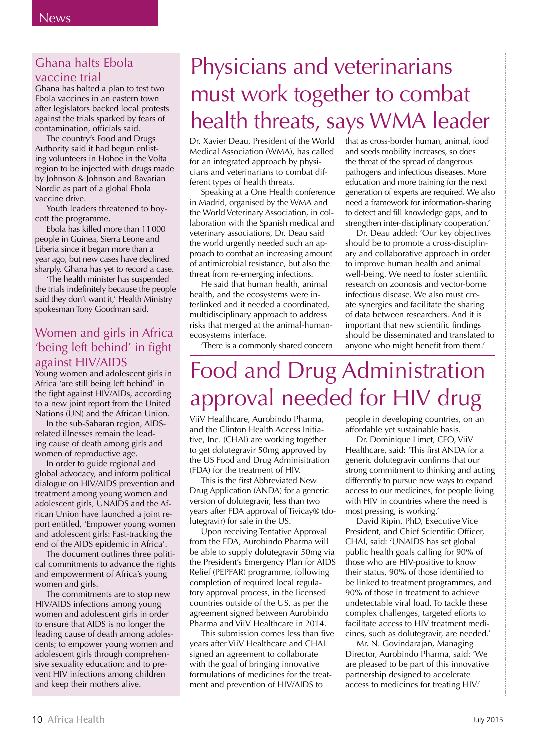## Ghana halts Ebola vaccine trial

Ghana has halted a plan to test two Ebola vaccines in an eastern town after legislators backed local protests against the trials sparked by fears of contamination, officials said.

The country's Food and Drugs Authority said it had begun enlisting volunteers in Hohoe in the Volta region to be injected with drugs made by Johnson & Johnson and Bavarian Nordic as part of a global Ebola vaccine drive.

Youth leaders threatened to boycott the programme.

Ebola has killed more than 11 000 people in Guinea, Sierra Leone and Liberia since it began more than a year ago, but new cases have declined sharply. Ghana has yet to record a case.

'The health minister has suspended the trials indefinitely because the people said they don't want it,' Health Ministry spokesman Tony Goodman said.

## Women and girls in Africa 'being left behind' in fight against HIV/AIDS

Young women and adolescent girls in Africa 'are still being left behind' in the fight against HIV/AIDs, according to a new joint report from the United Nations (UN) and the African Union.

In the sub-Saharan region, AIDS-related illnesses remain the leading cause of death among girls and women of reproductive age.

In order to guide regional and global advocacy, and inform political dialogue on HIV/AIDS prevention and treatment among young women and adolescent girls, UNAIDS and the African Union have launched a joint report entitled, 'Empower young women and adolescent girls: Fast-tracking the end of the AIDS epidemic in Africa'.

The document outlines three political commitments to advance the rights and empowerment of Africa's young women and girls.

The commitments are to stop new HIV/AIDS infections among young women and adolescent girls in order to ensure that AIDS is no longer the leading cause of death among adolescents; to empower young women and adolescent girls through comprehensive sexuality education; and to prevent HIV infections among children and keep their mothers alive.

# Physicians and veterinarians must work together to combat health threats, says WMA leader

Dr. Xavier Deau, President of the World Medical Association (WMA), has called for an integrated approach by physicians and veterinarians to combat different types of health threats.

Speaking at a One Health conference in Madrid, organised by the WMA and the World Veterinary Association, in collaboration with the Spanish medical and veterinary associations, Dr. Deau said the world urgently needed such an approach to combat an increasing amount of antimicrobial resistance, but also the threat from re-emerging infections.

He said that human health, animal health, and the ecosystems were interlinked and it needed a coordinated, multidisciplinary approach to address risks that merged at the animal-human-ecosystems interface.

'There is a commonly shared concern that as cross-border human, animal, food and seeds mobility increases, so does the threat of the spread of dangerous pathogens and infectious diseases. More education and more training for the next generation of experts are required. We also need a framework for information-sharing to detect and fill knowledge gaps, and to strengthen inter-disciplinary cooperation.'

Dr. Deau added: 'Our key objectives should be to promote a cross-disciplinary and collaborative approach in order to improve human health and animal well-being. We need to foster scientific research on zoonosis and vector-borne infectious disease. We also must create synergies and facilitate the sharing of data between researchers. And it is important that new scientific findings should be disseminated and translated to anyone who might benefit from them.'

# Food and Drug Administration approval needed for HIV drug

ViiV Healthcare, Aurobindo Pharma, and the Clinton Health Access Initiative, Inc. (CHAI) are working together to get dolutegravir 50mg approved by the US Food and Drug Adminisitration (FDA) for the treatment of HIV.

This is the first Abbreviated New Drug Application (ANDA) for a generic version of dolutegravir, less than two years after FDA approval of Tivicay® (dolutegravir) for sale in the US.

Upon receiving Tentative Approval from the FDA, Aurobindo Pharma will be able to supply dolutegravir 50mg via the President's Emergency Plan for AIDS Relief (PEPFAR) programme, following completion of required local regulatory approval process, in the licensed countries outside of the US, as per the agreement signed between Aurobindo Pharma and ViiV Healthcare in 2014.

This submission comes less than five years after ViiV Healthcare and CHAI signed an agreement to collaborate with the goal of bringing innovative formulations of medicines for the treatment and prevention of HIV/AIDS to people in developing countries, on an affordable yet sustainable basis.

Dr. Dominique Limet, CEO, ViiV Healthcare, said: 'This first ANDA for a generic dolutegravir confirms that our strong commitment to thinking and acting differently to pursue new ways to expand access to our medicines, for people living with HIV in countries where the need is most pressing, is working.'

David Ripin, PhD, Executive Vice President, and Chief Scientific Officer, CHAI, said: 'UNAIDS has set global public health goals calling for 90% of those who are HIV-positive to know their status, 90% of those identified to be linked to treatment programmes, and 90% of those in treatment to achieve undetectable viral load. To tackle these complex challenges, targeted efforts to facilitate access to HIV treatment medicines, such as dolutegravir, are needed.'

Mr. N. Govindarajan, Managing Director, Aurobindo Pharma, said: 'We are pleased to be part of this innovative partnership designed to accelerate access to medicines for treating HIV.'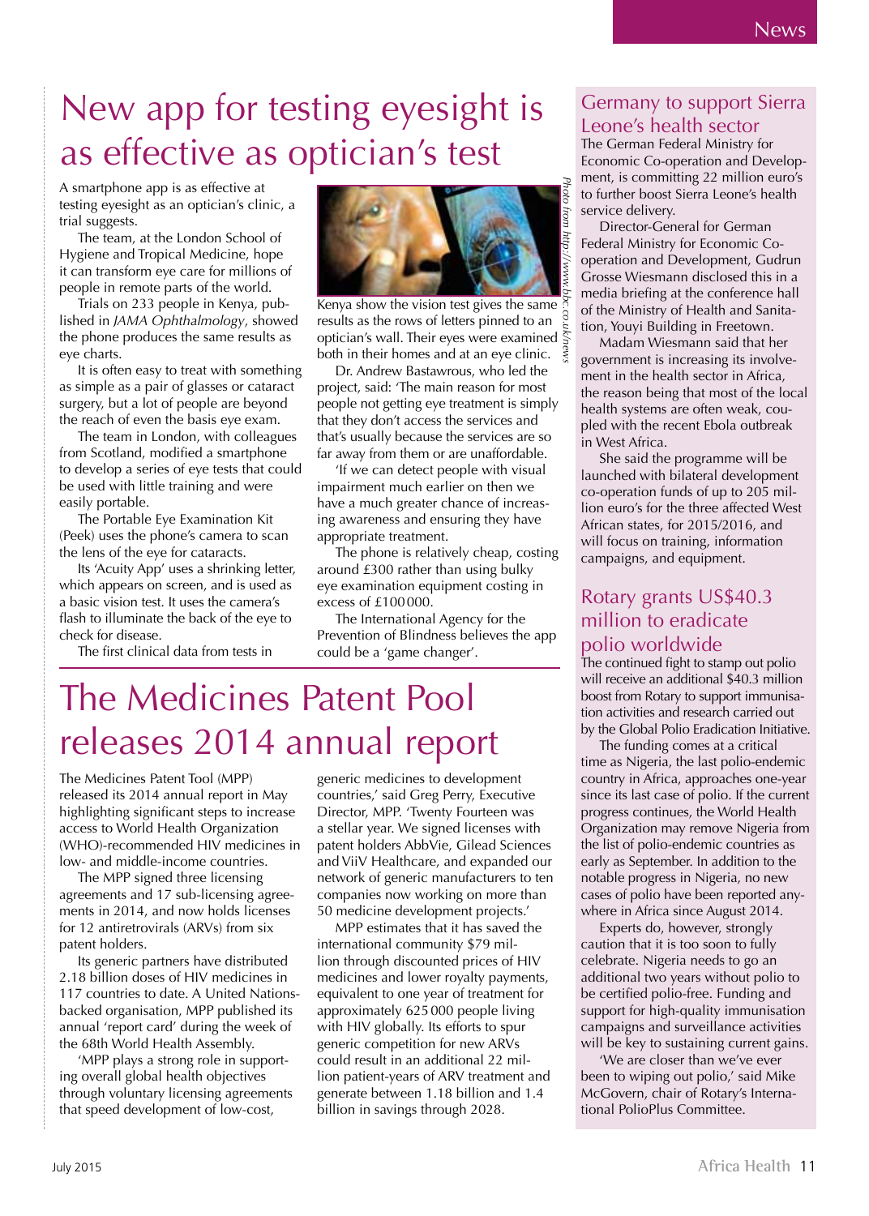# New app for testing eyesight is as effective as optician's test

A smartphone app is as effective at testing eyesight as an optician's clinic, a trial suggests.

The team, at the London School of Hygiene and Tropical Medicine, hope it can transform eye care for millions of people in remote parts of the world.

Trials on 233 people in Kenya, published in *JAMA Ophthalmology*, showed the phone produces the same results as eye charts.

It is often easy to treat with something as simple as a pair of glasses or cataract surgery, but a lot of people are beyond the reach of even the basis eye exam.

The team in London, with colleagues from Scotland, modified a smartphone to develop a series of eye tests that could be used with little training and were easily portable.

The Portable Eye Examination Kit (Peek) uses the phone's camera to scan the lens of the eye for cataracts.

Its 'Acuity App' uses a shrinking letter, which appears on screen, and is used as a basic vision test. It uses the camera's flash to illuminate the back of the eye to check for disease.

The first clinical data from tests in Kenya show the vision test gives the same results as the rows of letters pinned to an optician's wall. Their eyes were examined both in their homes and at an eye clinic.

*Photo from http://www.bbc.co.uk/news*

Dr. Andrew Bastawrous, who led the project, said: 'The main reason for most people not getting eye treatment is simply that they don't access the services and that's usually because the services are so far away from them or are unaffordable.

'If we can detect people with visual impairment much earlier on then we have a much greater chance of increasing awareness and ensuring they have appropriate treatment.

The phone is relatively cheap, costing around £300 rather than using bulky eye examination equipment costing in excess of £100 000.

The International Agency for the Prevention of Blindness believes the app could be a 'game changer'.

# The Medicines Patent Pool releases 2014 annual report

The Medicines Patent Tool (MPP) released its 2014 annual report in May highlighting significant steps to increase access to World Health Organization (WHO)-recommended HIV medicines in low- and middle-income countries.

The MPP signed three licensing agreements and 17 sub-licensing agreements in 2014, and now holds licenses for 12 antiretrovirals (ARVs) from six patent holders.

Its generic partners have distributed 2.18 billion doses of HIV medicines in 117 countries to date. A United Nations-backed organisation, MPP published its annual 'report card' during the week of the 68th World Health Assembly.

'MPP plays a strong role in supporting overall global health objectives through voluntary licensing agreements that speed development of low-cost, generic medicines to development countries,' said Greg Perry, Executive Director, MPP. 'Twenty Fourteen was a stellar year. We signed licenses with patent holders AbbVie, Gilead Sciences and ViiV Healthcare, and expanded our network of generic manufacturers to ten companies now working on more than 50 medicine development projects.'

MPP estimates that it has saved the international community $79 million through discounted prices of HIV medicines and lower royalty payments, equivalent to one year of treatment for approximately 625 000 people living with HIV globally. Its efforts to spur generic competition for new ARVs could result in an additional 22 million patient-years of ARV treatment and generate between 1.18 billion and 1.4 billion in savings through 2028.

## Germany to support Sierra Leone's health sector

The German Federal Ministry for Economic Co-operation and Development, is committing 22 million euro's to further boost Sierra Leone's health service delivery.

Director-General for German Federal Ministry for Economic Co-operation and Development, Gudrun Grosse Wiesmann disclosed this in a media briefing at the conference hall of the Ministry of Health and Sanitation, Youyi Building in Freetown.

Madam Wiesmann said that her government is increasing its involvement in the health sector in Africa, the reason being that most of the local health systems are often weak, coupled with the recent Ebola outbreak in West Africa.

She said the programme will be launched with bilateral development co-operation funds of up to 205 million euro's for the three affected West African states, for 2015/2016, and will focus on training, information campaigns, and equipment.

## Rotary grants US$40.3 million to eradicate polio worldwide

The continued fight to stamp out polio will receive an additional $40.3 million boost from Rotary to support immunisation activities and research carried out by the Global Polio Eradication Initiative.

The funding comes at a critical time as Nigeria, the last polio-endemic country in Africa, approaches one-year since its last case of polio. If the current progress continues, the World Health Organization may remove Nigeria from the list of polio-endemic countries as early as September. In addition to the notable progress in Nigeria, no new cases of polio have been reported anywhere in Africa since August 2014.

Experts do, however, strongly caution that it is too soon to fully celebrate. Nigeria needs to go an additional two years without polio to be certified polio-free. Funding and support for high-quality immunisation campaigns and surveillance activities will be key to sustaining current gains.

'We are closer than we've ever been to wiping out polio,' said Mike McGovern, chair of Rotary's International PolioPlus Committee.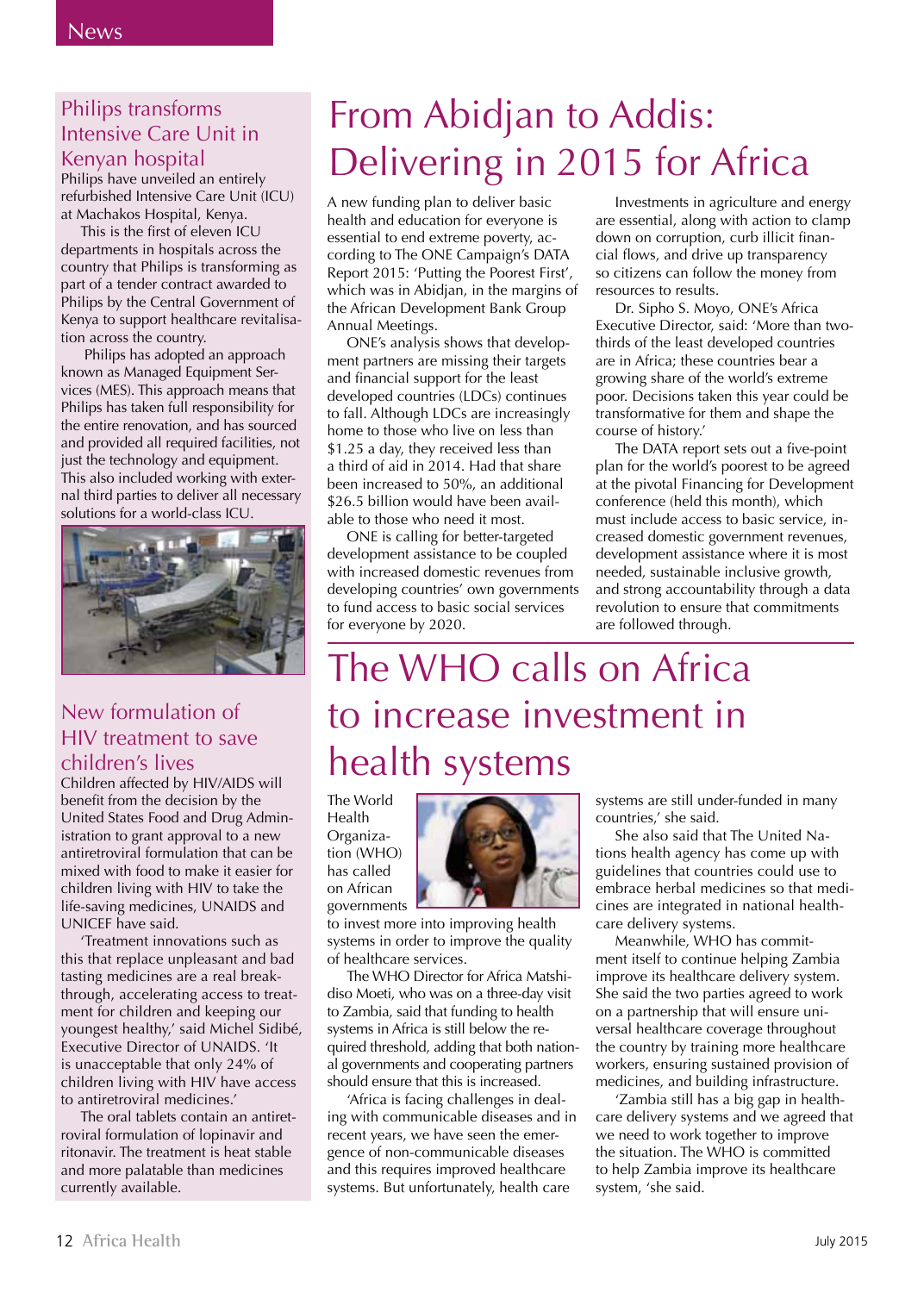## Philips transforms Intensive Care Unit in Kenyan hospital

Philips have unveiled an entirely refurbished Intensive Care Unit (ICU) at Machakos Hospital, Kenya.

This is the first of eleven ICU departments in hospitals across the country that Philips is transforming as part of a tender contract awarded to Philips by the Central Government of Kenya to support healthcare revitalisation across the country.

Philips has adopted an approach known as Managed Equipment Services (MES). This approach means that Philips has taken full responsibility for the entire renovation, and has sourced and provided all required facilities, not just the technology and equipment. This also included working with external third parties to deliver all necessary solutions for a world-class ICU.

## New formulation of HIV treatment to save children's lives

Children affected by HIV/AIDS will benefit from the decision by the United States Food and Drug Administration to grant approval to a new antiretroviral formulation that can be mixed with food to make it easier for children living with HIV to take the life-saving medicines, UNAIDS and UNICEF have said.

'Treatment innovations such as this that replace unpleasant and bad tasting medicines are a real breakthrough, accelerating access to treatment for children and keeping our youngest healthy,' said Michel Sidibé, Executive Director of UNAIDS. 'It is unacceptable that only 24% of children living with HIV have access to antiretroviral medicines.'

The oral tablets contain an antiretroviral formulation of lopinavir and ritonavir. The treatment is heat stable and more palatable than medicines currently available.

# From Abidjan to Addis: Delivering in 2015 for Africa

A new funding plan to deliver basic health and education for everyone is essential to end extreme poverty, according to The ONE Campaign's DATA Report 2015: 'Putting the Poorest First', which was in Abidjan, in the margins of the African Development Bank Group Annual Meetings.

ONE's analysis shows that development partners are missing their targets and financial support for the least developed countries (LDCs) continues to fall. Although LDCs are increasingly home to those who live on less than $1.25 a day, they received less than a third of aid in 2014. Had that share been increased to 50%, an additional $26.5 billion would have been available to those who need it most.

ONE is calling for better-targeted development assistance to be coupled with increased domestic revenues from developing countries' own governments to fund access to basic social services for everyone by 2020.

Investments in agriculture and energy are essential, along with action to clamp down on corruption, curb illicit financial flows, and drive up transparency so citizens can follow the money from resources to results.

Dr. Sipho S. Moyo, ONE's Africa Executive Director, said: 'More than two-thirds of the least developed countries are in Africa; these countries bear a growing share of the world's extreme poor. Decisions taken this year could be transformative for them and shape the course of history.'

The DATA report sets out a five-point plan for the world's poorest to be agreed at the pivotal Financing for Development conference (held this month), which must include access to basic service, increased domestic government revenues, development assistance where it is most needed, sustainable inclusive growth, and strong accountability through a data revolution to ensure that commitments are followed through.

# The WHO calls on Africa to increase investment in health systems

The World Health Organization (WHO) has called on African governments to invest more into improving health systems in order to improve the quality of healthcare services.

The WHO Director for Africa Matshidiso Moeti, who was on a three-day visit to Zambia, said that funding to health systems in Africa is still below the required threshold, adding that both national governments and cooperating partners should ensure that this is increased.

'Africa is facing challenges in dealing with communicable diseases and in recent years, we have seen the emergence of non-communicable diseases and this requires improved healthcare systems. But unfortunately, health care systems are still under-funded in many countries,' she said.

She also said that The United Nations health agency has come up with guidelines that countries could use to embrace herbal medicines so that medicines are integrated in national healthcare delivery systems.

Meanwhile, WHO has commitment itself to continue helping Zambia improve its healthcare delivery system. She said the two parties agreed to work on a partnership that will ensure universal healthcare coverage throughout the country by training more healthcare workers, ensuring sustained provision of medicines, and building infrastructure.

'Zambia still has a big gap in healthcare delivery systems and we agreed that we need to work together to improve the situation. The WHO is committed to help Zambia improve its healthcare system, 'she said.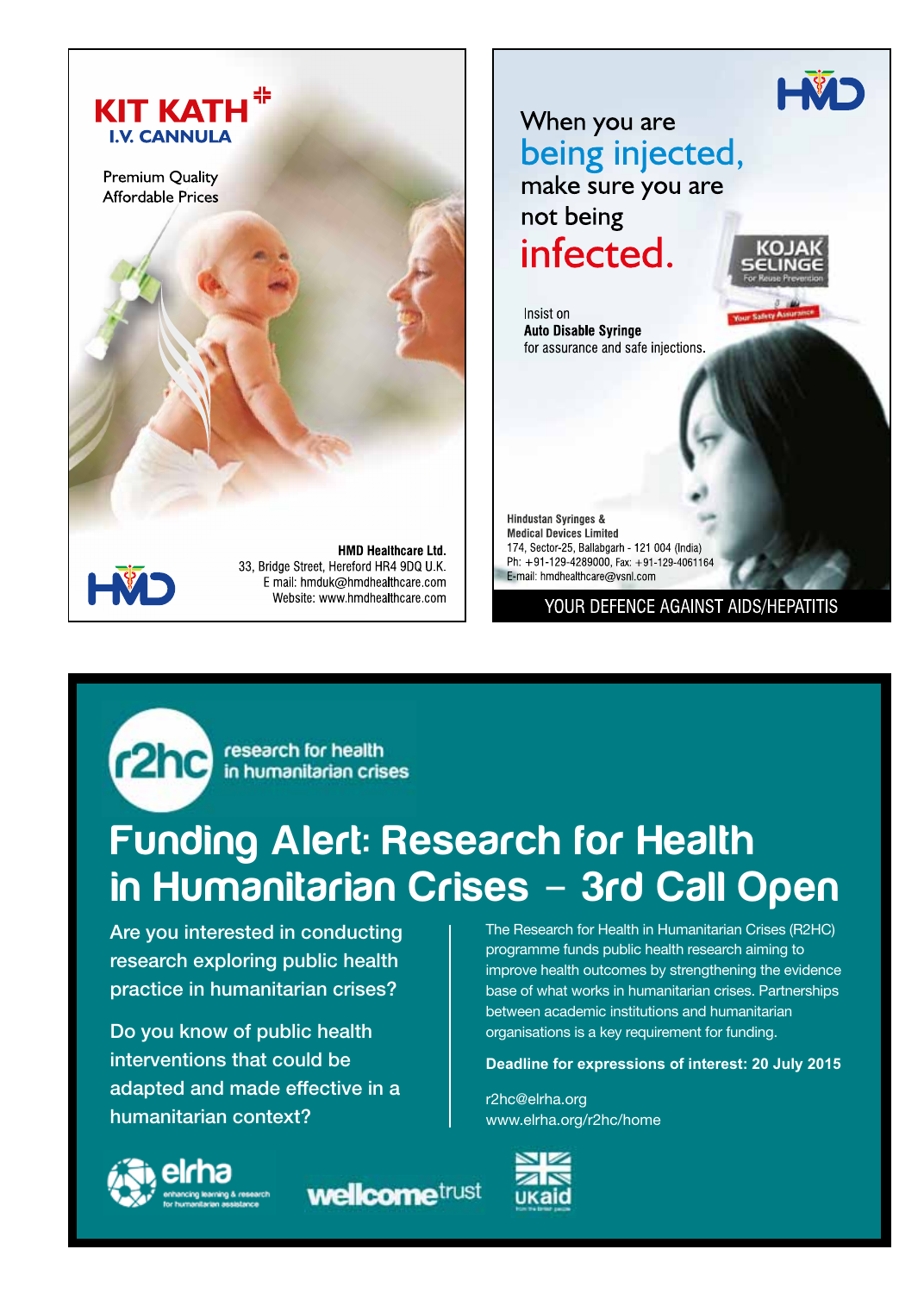# KIT KATH
## I.V. CANNULA

Premium Quality
Affordable Prices

**HMD Healthcare Ltd.**
33, Bridge Street, Hereford HR4 9DQ U.K.
E mail: hmduk@hmdhealthcare.com
Website: www.hmdhealthcare.com

---

When you are **being injected,** make sure you are not being **infected.**

KOJAK SELINGE
For Reuse Prevention

Your Safety Assurance

Insist on
**Auto Disable Syringe**
for assurance and safe injections.

**Hindustan Syringes & Medical Devices Limited**
174, Sector-25, Ballabgarh - 121 004 (India)
Ph: +91-129-4289000, Fax: +91-129-4061164
E-mail: hmdhealthcare@vsnl.com

YOUR DEFENCE AGAINST AIDS/HEPATITIS

---

r2hc research for health in humanitarian crises

# Funding Alert: Research for Health in Humanitarian Crises – 3rd Call Open

Are you interested in conducting research exploring public health practice in humanitarian crises?

Do you know of public health interventions that could be adapted and made effective in a humanitarian context?

The Research for Health in Humanitarian Crises (R2HC) programme funds public health research aiming to improve health outcomes by strengthening the evidence base of what works in humanitarian crises. Partnerships between academic institutions and humanitarian organisations is a key requirement for funding.

**Deadline for expressions of interest: 20 July 2015**

r2hc@elrha.org
www.elrha.org/r2hc/home

elrha enhancing learning & research for humanitarian assistance — wellcome trust — UKaid from the British people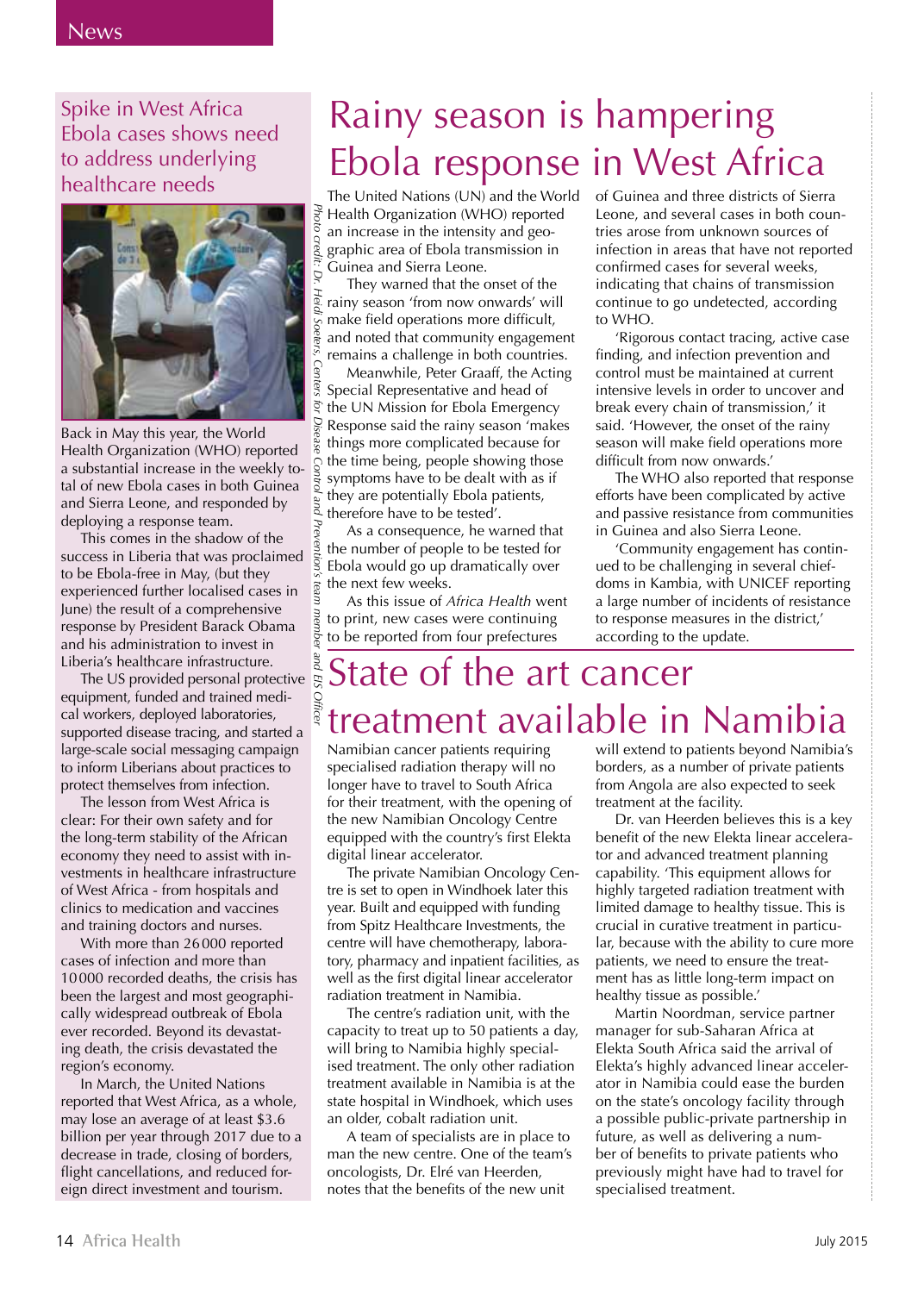News

## Spike in West Africa Ebola cases shows need to address underlying healthcare needs

Back in May this year, the World Health Organization (WHO) reported a substantial increase in the weekly total of new Ebola cases in both Guinea and Sierra Leone, and responded by deploying a response team.

This comes in the shadow of the success in Liberia that was proclaimed to be Ebola-free in May, (but they experienced further localised cases in June) the result of a comprehensive response by President Barack Obama and his administration to invest in Liberia's healthcare infrastructure.

The US provided personal protective equipment, funded and trained medical workers, deployed laboratories, supported disease tracing, and started a large-scale social messaging campaign to inform Liberians about practices to protect themselves from infection.

The lesson from West Africa is clear: For their own safety and for the long-term stability of the African economy they need to assist with investments in healthcare infrastructure of West Africa - from hospitals and clinics to medication and vaccines and training doctors and nurses.

With more than 26 000 reported cases of infection and more than 10 000 recorded deaths, the crisis has been the largest and most geographically widespread outbreak of Ebola ever recorded. Beyond its devastating death, the crisis devastated the region's economy.

In March, the United Nations reported that West Africa, as a whole, may lose an average of at least $3.6 billion per year through 2017 due to a decrease in trade, closing of borders, flight cancellations, and reduced foreign direct investment and tourism.

*Photo credit: Dr. Heidi Soeters, Centers for Disease Control and Prevention's team member and EIS Officer*

# Rainy season is hampering Ebola response in West Africa

The United Nations (UN) and the World Health Organization (WHO) reported an increase in the intensity and geographic area of Ebola transmission in Guinea and Sierra Leone.

They warned that the onset of the rainy season 'from now onwards' will make field operations more difficult, and noted that community engagement remains a challenge in both countries.

Meanwhile, Peter Graaff, the Acting Special Representative and head of the UN Mission for Ebola Emergency Response said the rainy season 'makes things more complicated because for the time being, people showing those symptoms have to be dealt with as if they are potentially Ebola patients, therefore have to be tested'.

As a consequence, he warned that the number of people to be tested for Ebola would go up dramatically over the next few weeks.

As this issue of *Africa Health* went to print, new cases were continuing to be reported from four prefectures of Guinea and three districts of Sierra Leone, and several cases in both countries arose from unknown sources of infection in areas that have not reported confirmed cases for several weeks, indicating that chains of transmission continue to go undetected, according to WHO.

'Rigorous contact tracing, active case finding, and infection prevention and control must be maintained at current intensive levels in order to uncover and break every chain of transmission,' it said. 'However, the onset of the rainy season will make field operations more difficult from now onwards.'

The WHO also reported that response efforts have been complicated by active and passive resistance from communities in Guinea and also Sierra Leone.

'Community engagement has continued to be challenging in several chiefdoms in Kambia, with UNICEF reporting a large number of incidents of resistance to response measures in the district,' according to the update.

# State of the art cancer treatment available in Namibia

Namibian cancer patients requiring specialised radiation therapy will no longer have to travel to South Africa for their treatment, with the opening of the new Namibian Oncology Centre equipped with the country's first Elekta digital linear accelerator.

The private Namibian Oncology Centre is set to open in Windhoek later this year. Built and equipped with funding from Spitz Healthcare Investments, the centre will have chemotherapy, laboratory, pharmacy and inpatient facilities, as well as the first digital linear accelerator radiation treatment in Namibia.

The centre's radiation unit, with the capacity to treat up to 50 patients a day, will bring to Namibia highly specialised treatment. The only other radiation treatment available in Namibia is at the state hospital in Windhoek, which uses an older, cobalt radiation unit.

A team of specialists are in place to man the new centre. One of the team's oncologists, Dr. Elré van Heerden, notes that the benefits of the new unit will extend to patients beyond Namibia's borders, as a number of private patients from Angola are also expected to seek treatment at the facility.

Dr. van Heerden believes this is a key benefit of the new Elekta linear accelerator and advanced treatment planning capability. 'This equipment allows for highly targeted radiation treatment with limited damage to healthy tissue. This is crucial in curative treatment in particular, because with the ability to cure more patients, we need to ensure the treatment has as little long-term impact on healthy tissue as possible.'

Martin Noordman, service partner manager for sub-Saharan Africa at Elekta South Africa said the arrival of Elekta's highly advanced linear accelerator in Namibia could ease the burden on the state's oncology facility through a possible public-private partnership in future, as well as delivering a number of benefits to private patients who previously might have had to travel for specialised treatment.